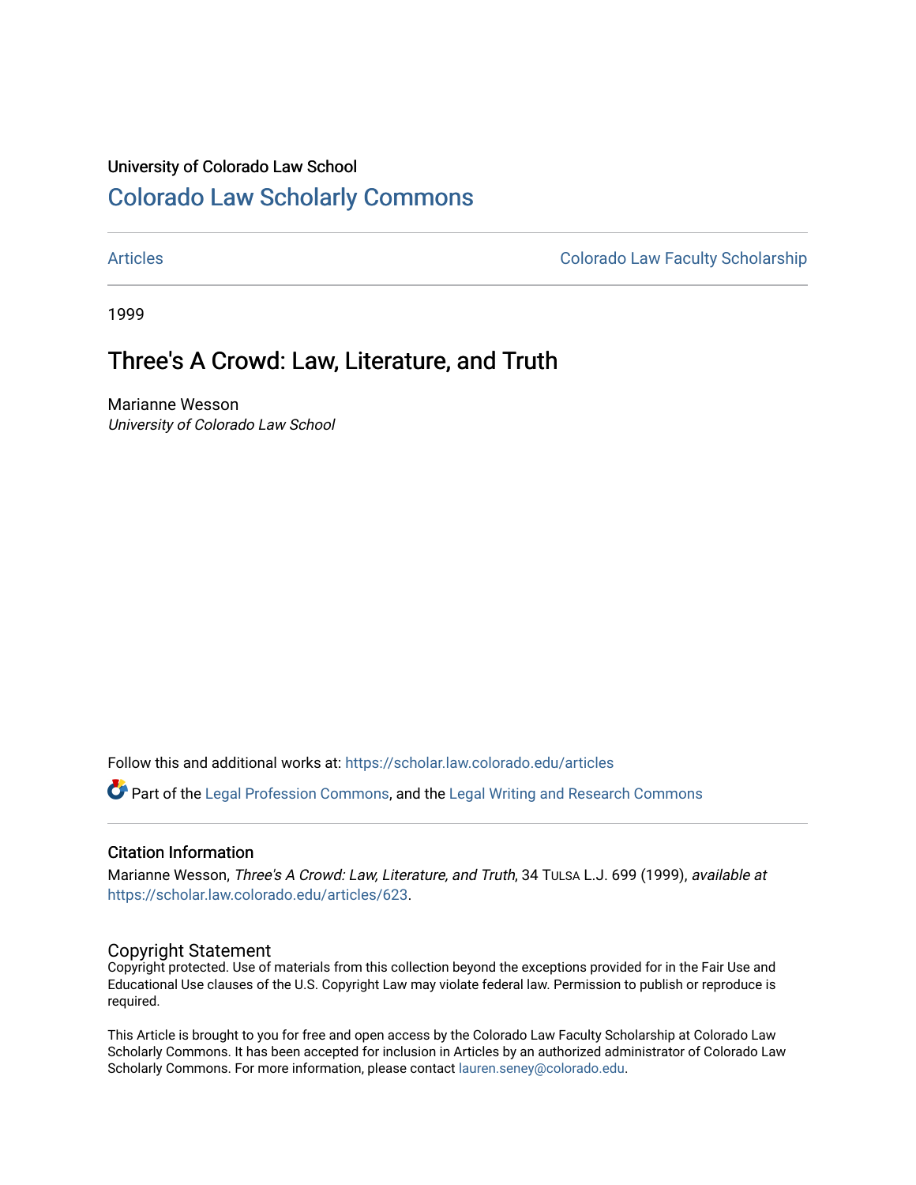University of Colorado Law School

# Colorado Law Scholarly Commons

Articles | Colorado Law Faculty Scholarship

1999

## Three's A Crowd: Law, Literature, and Truth

Marianne Wesson
*University of Colorado Law School*

Follow this and additional works at: https://scholar.law.colorado.edu/articles

Part of the Legal Profession Commons, and the Legal Writing and Research Commons

### Citation Information

Marianne Wesson, *Three's A Crowd: Law, Literature, and Truth*, 34 TULSA L.J. 699 (1999), *available at* https://scholar.law.colorado.edu/articles/623.

### Copyright Statement

Copyright protected. Use of materials from this collection beyond the exceptions provided for in the Fair Use and Educational Use clauses of the U.S. Copyright Law may violate federal law. Permission to publish or reproduce is required.

This Article is brought to you for free and open access by the Colorado Law Faculty Scholarship at Colorado Law Scholarly Commons. It has been accepted for inclusion in Articles by an authorized administrator of Colorado Law Scholarly Commons. For more information, please contact lauren.seney@colorado.edu.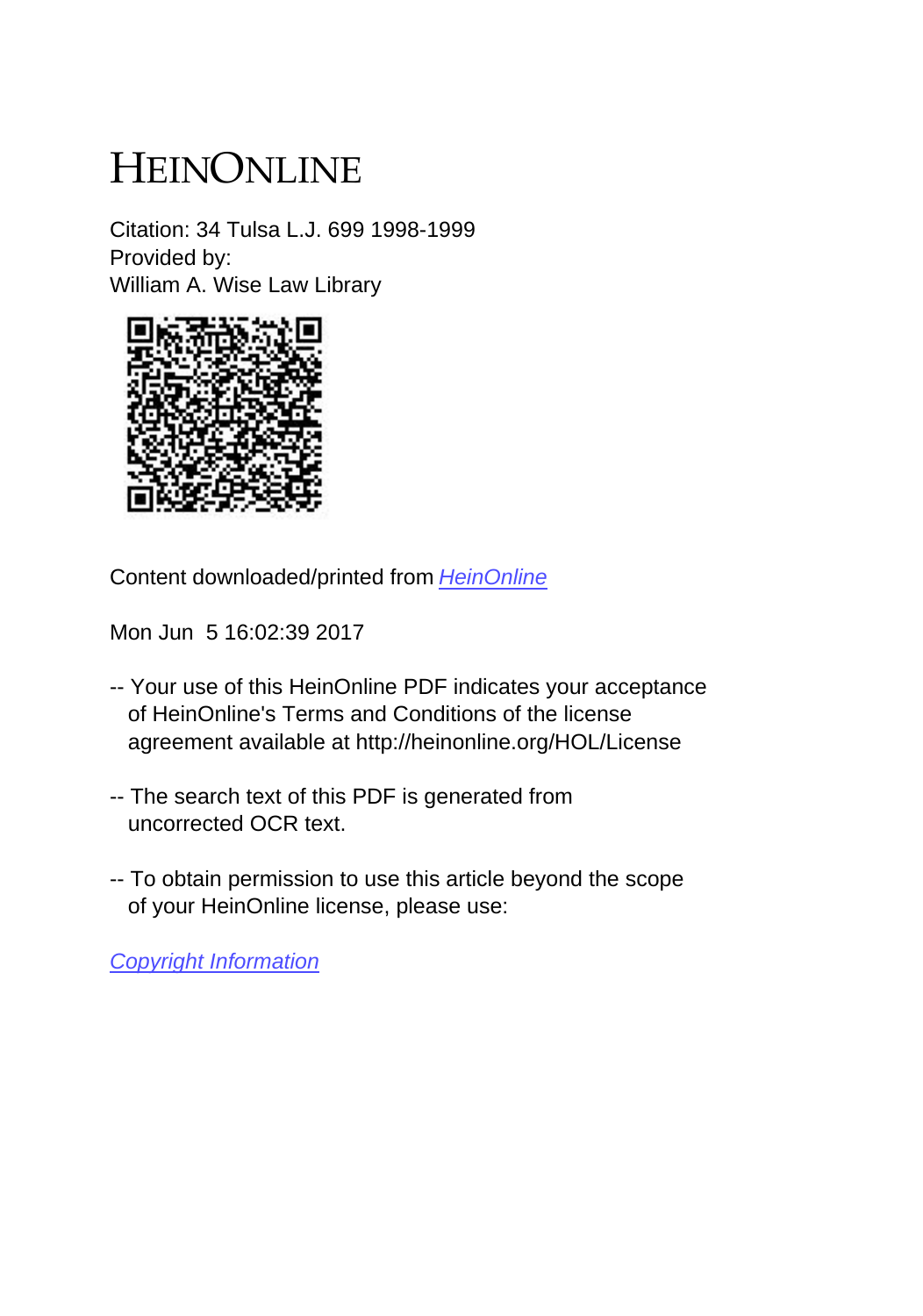# HEINONLINE

Citation: 34 Tulsa L.J. 699 1998-1999
Provided by:
William A. Wise Law Library

Content downloaded/printed from HeinOnline

Mon Jun 5 16:02:39 2017

-- Your use of this HeinOnline PDF indicates your acceptance of HeinOnline's Terms and Conditions of the license agreement available at http://heinonline.org/HOL/License

-- The search text of this PDF is generated from uncorrected OCR text.

-- To obtain permission to use this article beyond the scope of your HeinOnline license, please use:

Copyright Information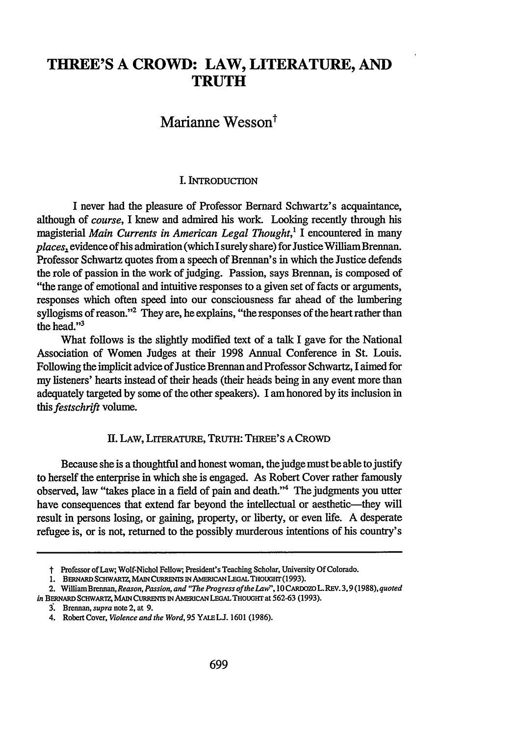# THREE'S A CROWD: LAW, LITERATURE, AND TRUTH

## Marianne Wesson†

### I. INTRODUCTION

I never had the pleasure of Professor Bernard Schwartz's acquaintance, although of *course*, I knew and admired his work. Looking recently through his magisterial *Main Currents in American Legal Thought*,[1] I encountered in many *places*, evidence of his admiration (which I surely share) for Justice William Brennan. Professor Schwartz quotes from a speech of Brennan's in which the Justice defends the role of passion in the work of judging. Passion, says Brennan, is composed of "the range of emotional and intuitive responses to a given set of facts or arguments, responses which often speed into our consciousness far ahead of the lumbering syllogisms of reason."[2] They are, he explains, "the responses of the heart rather than the head."[3]

What follows is the slightly modified text of a talk I gave for the National Association of Women Judges at their 1998 Annual Conference in St. Louis. Following the implicit advice of Justice Brennan and Professor Schwartz, I aimed for my listeners' hearts instead of their heads (their heads being in any event more than adequately targeted by some of the other speakers). I am honored by its inclusion in this *festschrift* volume.

### II. LAW, LITERATURE, TRUTH: THREE'S A CROWD

Because she is a thoughtful and honest woman, the judge must be able to justify to herself the enterprise in which she is engaged. As Robert Cover rather famously observed, law "takes place in a field of pain and death."[4] The judgments you utter have consequences that extend far beyond the intellectual or aesthetic—they will result in persons losing, or gaining, property, or liberty, or even life. A desperate refugee is, or is not, returned to the possibly murderous intentions of his country's

---

† Professor of Law; Wolf-Nichol Fellow; President's Teaching Scholar, University Of Colorado.

1. BERNARD SCHWARTZ, MAIN CURRENTS IN AMERICAN LEGAL THOUGHT (1993).

2. William Brennan, *Reason, Passion, and "The Progress of the Law"*, 10 CARDOZO L. REV. 3, 9 (1988), *quoted in* BERNARD SCHWARTZ, MAIN CURRENTS IN AMERICAN LEGAL THOUGHT at 562-63 (1993).

3. Brennan, *supra* note 2, at 9.

4. Robert Cover, *Violence and the Word*, 95 YALE L.J. 1601 (1986).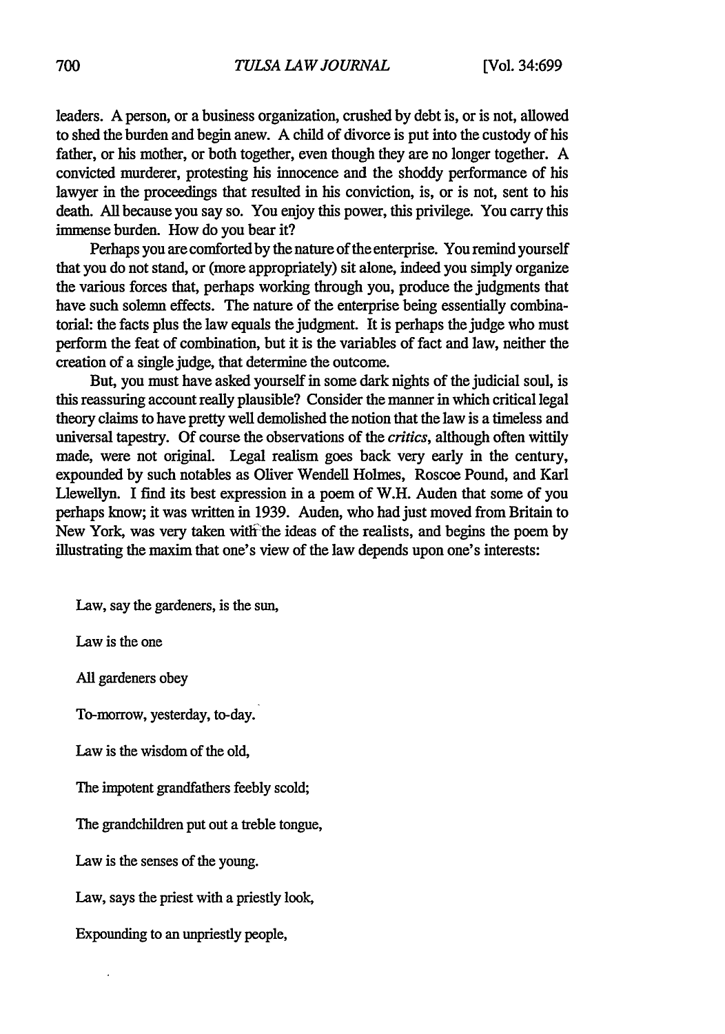leaders. A person, or a business organization, crushed by debt is, or is not, allowed to shed the burden and begin anew. A child of divorce is put into the custody of his father, or his mother, or both together, even though they are no longer together. A convicted murderer, protesting his innocence and the shoddy performance of his lawyer in the proceedings that resulted in his conviction, is, or is not, sent to his death. All because you say so. You enjoy this power, this privilege. You carry this immense burden. How do you bear it?

Perhaps you are comforted by the nature of the enterprise. You remind yourself that you do not stand, or (more appropriately) sit alone, indeed you simply organize the various forces that, perhaps working through you, produce the judgments that have such solemn effects. The nature of the enterprise being essentially combinatorial: the facts plus the law equals the judgment. It is perhaps the judge who must perform the feat of combination, but it is the variables of fact and law, neither the creation of a single judge, that determine the outcome.

But, you must have asked yourself in some dark nights of the judicial soul, is this reassuring account really plausible? Consider the manner in which critical legal theory claims to have pretty well demolished the notion that the law is a timeless and universal tapestry. Of course the observations of the *critics*, although often wittily made, were not original. Legal realism goes back very early in the century, expounded by such notables as Oliver Wendell Holmes, Roscoe Pound, and Karl Llewellyn. I find its best expression in a poem of W.H. Auden that some of you perhaps know; it was written in 1939. Auden, who had just moved from Britain to New York, was very taken with the ideas of the realists, and begins the poem by illustrating the maxim that one's view of the law depends upon one's interests:

> Law, say the gardeners, is the sun,
>
> Law is the one
>
> All gardeners obey
>
> To-morrow, yesterday, to-day.
>
> Law is the wisdom of the old,
>
> The impotent grandfathers feebly scold;
>
> The grandchildren put out a treble tongue,
>
> Law is the senses of the young.
>
> Law, says the priest with a priestly look,
>
> Expounding to an unpriestly people,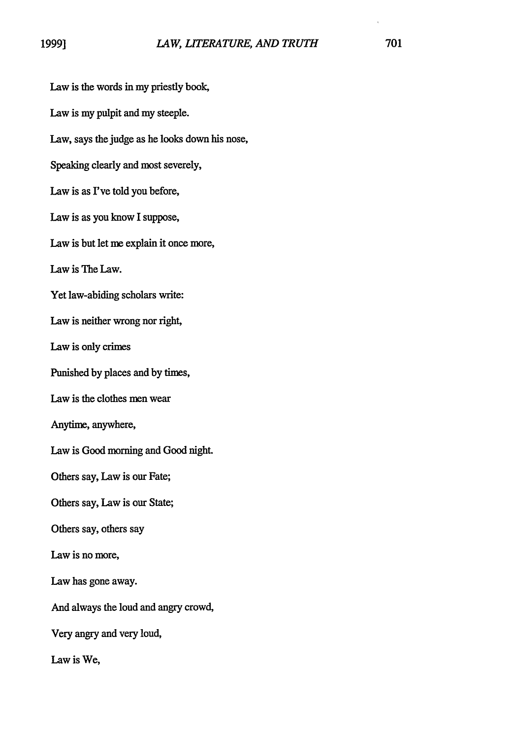Law is the words in my priestly book,

Law is my pulpit and my steeple.

Law, says the judge as he looks down his nose,

Speaking clearly and most severely,

Law is as I've told you before,

Law is as you know I suppose,

Law is but let me explain it once more,

Law is The Law.

Yet law-abiding scholars write:

Law is neither wrong nor right,

Law is only crimes

Punished by places and by times,

Law is the clothes men wear

Anytime, anywhere,

Law is Good morning and Good night.

Others say, Law is our Fate;

Others say, Law is our State;

Others say, others say

Law is no more,

Law has gone away.

And always the loud and angry crowd,

Very angry and very loud,

Law is We,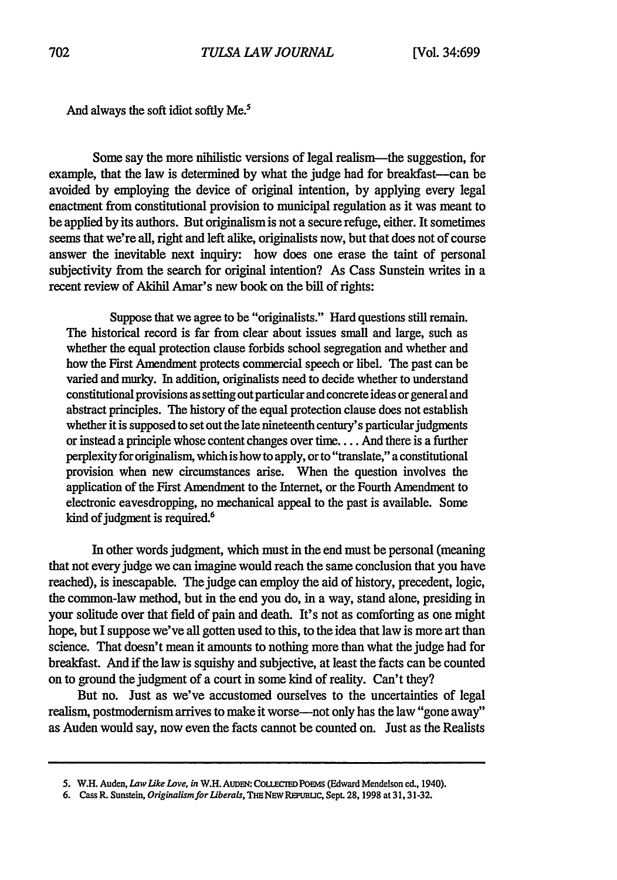And always the soft idiot softly Me.[5]

Some say the more nihilistic versions of legal realism—the suggestion, for example, that the law is determined by what the judge had for breakfast—can be avoided by employing the device of original intention, by applying every legal enactment from constitutional provision to municipal regulation as it was meant to be applied by its authors. But originalism is not a secure refuge, either. It sometimes seems that we're all, right and left alike, originalists now, but that does not of course answer the inevitable next inquiry: how does one erase the taint of personal subjectivity from the search for original intention? As Cass Sunstein writes in a recent review of Akihil Amar's new book on the bill of rights:

> Suppose that we agree to be "originalists." Hard questions still remain. The historical record is far from clear about issues small and large, such as whether the equal protection clause forbids school segregation and whether and how the First Amendment protects commercial speech or libel. The past can be varied and murky. In addition, originalists need to decide whether to understand constitutional provisions as setting out particular and concrete ideas or general and abstract principles. The history of the equal protection clause does not establish whether it is supposed to set out the late nineteenth century's particular judgments or instead a principle whose content changes over time.... And there is a further perplexity for originalism, which is how to apply, or to "translate," a constitutional provision when new circumstances arise. When the question involves the application of the First Amendment to the Internet, or the Fourth Amendment to electronic eavesdropping, no mechanical appeal to the past is available. Some kind of judgment is required.[6]

In other words judgment, which must in the end must be personal (meaning that not every judge we can imagine would reach the same conclusion that you have reached), is inescapable. The judge can employ the aid of history, precedent, logic, the common-law method, but in the end you do, in a way, stand alone, presiding in your solitude over that field of pain and death. It's not as comforting as one might hope, but I suppose we've all gotten used to this, to the idea that law is more art than science. That doesn't mean it amounts to nothing more than what the judge had for breakfast. And if the law is squishy and subjective, at least the facts can be counted on to ground the judgment of a court in some kind of reality. Can't they?

But no. Just as we've accustomed ourselves to the uncertainties of legal realism, postmodernism arrives to make it worse—not only has the law "gone away" as Auden would say, now even the facts cannot be counted on. Just as the Realists

---

5. W.H. Auden, *Law Like Love*, *in* W.H. AUDEN: COLLECTED POEMS (Edward Mendelson ed., 1940).

6. Cass R. Sunstein, *Originalism for Liberals*, THE NEW REPUBLIC, Sept. 28, 1998 at 31, 31-32.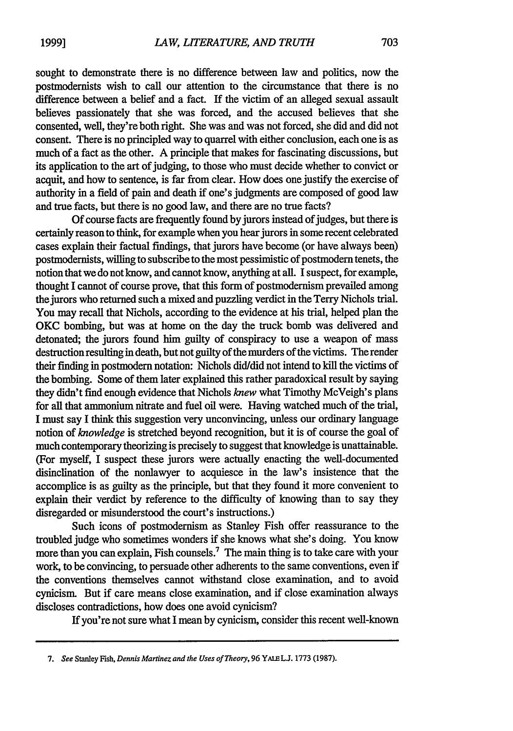sought to demonstrate there is no difference between law and politics, now the postmodernists wish to call our attention to the circumstance that there is no difference between a belief and a fact. If the victim of an alleged sexual assault believes passionately that she was forced, and the accused believes that she consented, well, they're both right. She was and was not forced, she did and did not consent. There is no principled way to quarrel with either conclusion, each one is as much of a fact as the other. A principle that makes for fascinating discussions, but its application to the art of judging, to those who must decide whether to convict or acquit, and how to sentence, is far from clear. How does one justify the exercise of authority in a field of pain and death if one's judgments are composed of good law and true facts, but there is no good law, and there are no true facts?

Of course facts are frequently found by jurors instead of judges, but there is certainly reason to think, for example when you hear jurors in some recent celebrated cases explain their factual findings, that jurors have become (or have always been) postmodernists, willing to subscribe to the most pessimistic of postmodern tenets, the notion that we do not know, and cannot know, anything at all. I suspect, for example, thought I cannot of course prove, that this form of postmodernism prevailed among the jurors who returned such a mixed and puzzling verdict in the Terry Nichols trial. You may recall that Nichols, according to the evidence at his trial, helped plan the OKC bombing, but was at home on the day the truck bomb was delivered and detonated; the jurors found him guilty of conspiracy to use a weapon of mass destruction resulting in death, but not guilty of the murders of the victims. The render their finding in postmodern notation: Nichols did/did not intend to kill the victims of the bombing. Some of them later explained this rather paradoxical result by saying they didn't find enough evidence that Nichols *knew* what Timothy McVeigh's plans for all that ammonium nitrate and fuel oil were. Having watched much of the trial, I must say I think this suggestion very unconvincing, unless our ordinary language notion of *knowledge* is stretched beyond recognition, but it is of course the goal of much contemporary theorizing is precisely to suggest that knowledge is unattainable. (For myself, I suspect these jurors were actually enacting the well-documented disinclination of the nonlawyer to acquiesce in the law's insistence that the accomplice is as guilty as the principle, but that they found it more convenient to explain their verdict by reference to the difficulty of knowing than to say they disregarded or misunderstood the court's instructions.)

Such icons of postmodernism as Stanley Fish offer reassurance to the troubled judge who sometimes wonders if she knows what she's doing. You know more than you can explain, Fish counsels.[7] The main thing is to take care with your work, to be convincing, to persuade other adherents to the same conventions, even if the conventions themselves cannot withstand close examination, and to avoid cynicism. But if care means close examination, and if close examination always discloses contradictions, how does one avoid cynicism?

If you're not sure what I mean by cynicism, consider this recent well-known

---

7. *See* Stanley Fish, *Dennis Martinez and the Uses of Theory*, 96 YALE L.J. 1773 (1987).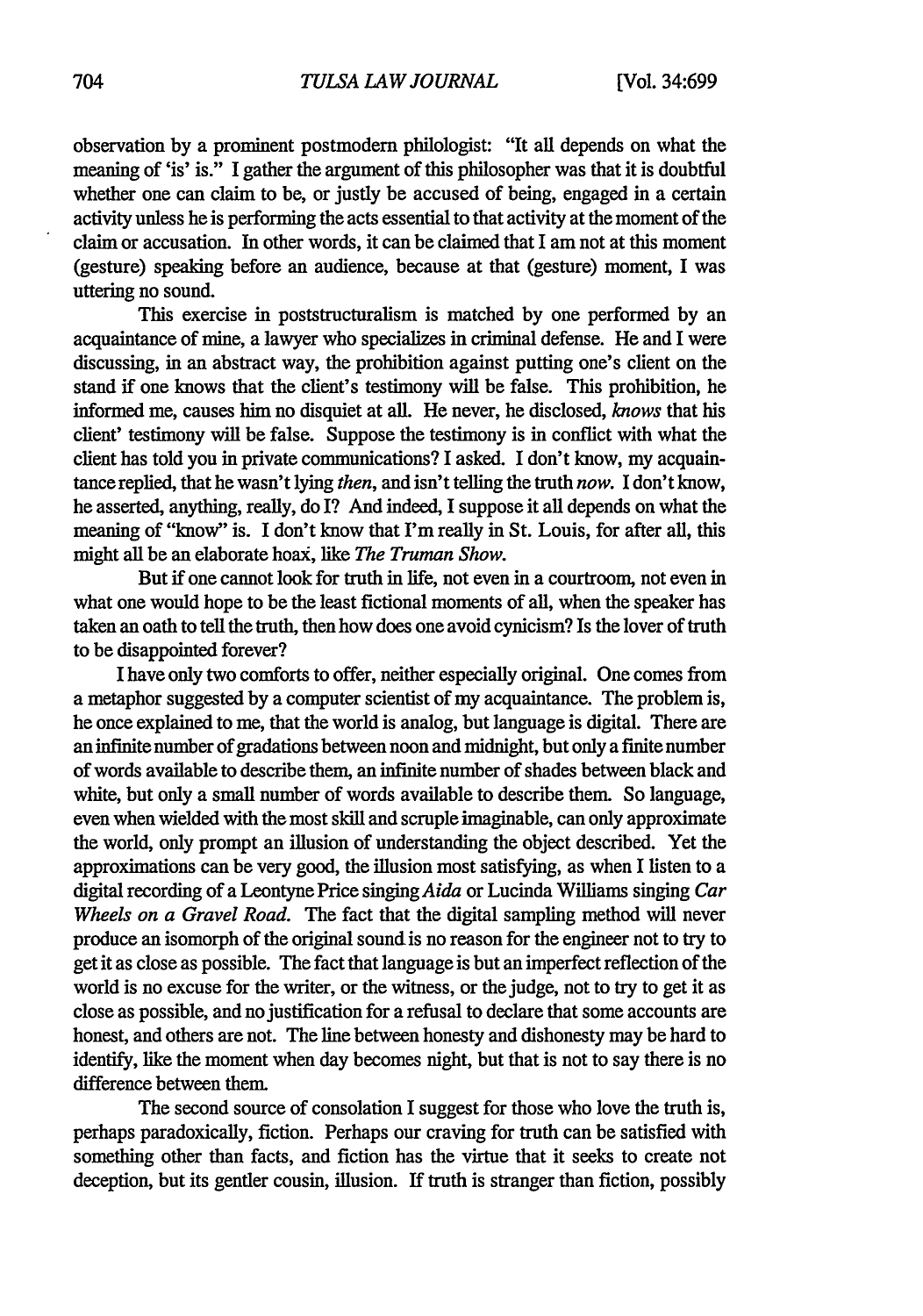observation by a prominent postmodern philologist: "It all depends on what the meaning of 'is' is." I gather the argument of this philosopher was that it is doubtful whether one can claim to be, or justly be accused of being, engaged in a certain activity unless he is performing the acts essential to that activity at the moment of the claim or accusation. In other words, it can be claimed that I am not at this moment (gesture) speaking before an audience, because at that (gesture) moment, I was uttering no sound.

This exercise in poststructuralism is matched by one performed by an acquaintance of mine, a lawyer who specializes in criminal defense. He and I were discussing, in an abstract way, the prohibition against putting one's client on the stand if one knows that the client's testimony will be false. This prohibition, he informed me, causes him no disquiet at all. He never, he disclosed, *knows* that his client' testimony will be false. Suppose the testimony is in conflict with what the client has told you in private communications? I asked. I don't know, my acquaintance replied, that he wasn't lying *then*, and isn't telling the truth *now*. I don't know, he asserted, anything, really, do I? And indeed, I suppose it all depends on what the meaning of "know" is. I don't know that I'm really in St. Louis, for after all, this might all be an elaborate hoax, like *The Truman Show*.

But if one cannot look for truth in life, not even in a courtroom, not even in what one would hope to be the least fictional moments of all, when the speaker has taken an oath to tell the truth, then how does one avoid cynicism? Is the lover of truth to be disappointed forever?

I have only two comforts to offer, neither especially original. One comes from a metaphor suggested by a computer scientist of my acquaintance. The problem is, he once explained to me, that the world is analog, but language is digital. There are an infinite number of gradations between noon and midnight, but only a finite number of words available to describe them, an infinite number of shades between black and white, but only a small number of words available to describe them. So language, even when wielded with the most skill and scruple imaginable, can only approximate the world, only prompt an illusion of understanding the object described. Yet the approximations can be very good, the illusion most satisfying, as when I listen to a digital recording of a Leontyne Price singing *Aida* or Lucinda Williams singing *Car Wheels on a Gravel Road*. The fact that the digital sampling method will never produce an isomorph of the original sound is no reason for the engineer not to try to get it as close as possible. The fact that language is but an imperfect reflection of the world is no excuse for the writer, or the witness, or the judge, not to try to get it as close as possible, and no justification for a refusal to declare that some accounts are honest, and others are not. The line between honesty and dishonesty may be hard to identify, like the moment when day becomes night, but that is not to say there is no difference between them.

The second source of consolation I suggest for those who love the truth is, perhaps paradoxically, fiction. Perhaps our craving for truth can be satisfied with something other than facts, and fiction has the virtue that it seeks to create not deception, but its gentler cousin, illusion. If truth is stranger than fiction, possibly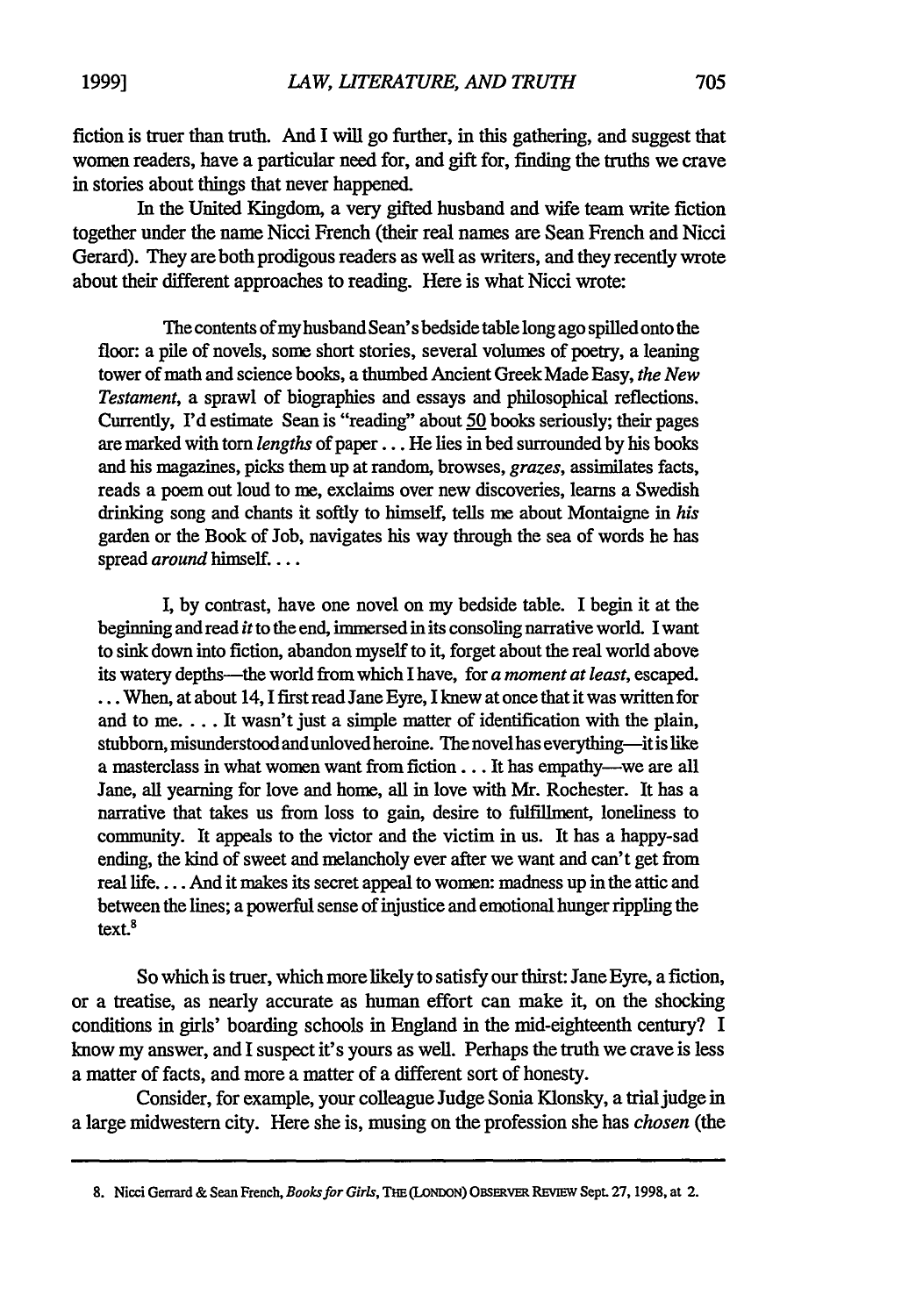fiction is truer than truth. And I will go further, in this gathering, and suggest that women readers, have a particular need for, and gift for, finding the truths we crave in stories about things that never happened.

In the United Kingdom, a very gifted husband and wife team write fiction together under the name Nicci French (their real names are Sean French and Nicci Gerard). They are both prodigous readers as well as writers, and they recently wrote about their different approaches to reading. Here is what Nicci wrote:

> The contents of my husband Sean's bedside table long ago spilled onto the floor: a pile of novels, some short stories, several volumes of poetry, a leaning tower of math and science books, a thumbed Ancient Greek Made Easy, *the New Testament*, a sprawl of biographies and essays and philosophical reflections. Currently, I'd estimate Sean is "reading" about 50 books seriously; their pages are marked with torn *lengths* of paper . . . He lies in bed surrounded by his books and his magazines, picks them up at random, browses, *grazes*, assimilates facts, reads a poem out loud to me, exclaims over new discoveries, learns a Swedish drinking song and chants it softly to himself, tells me about Montaigne in *his* garden or the Book of Job, navigates his way through the sea of words he has spread *around* himself. . . .
>
> I, by contrast, have one novel on my bedside table. I begin it at the beginning and read *it* to the end, immersed in its consoling narrative world. I want to sink down into fiction, abandon myself to it, forget about the real world above its watery depths—the world from which I have, for *a moment at least*, escaped. . . . When, at about 14, I first read Jane Eyre, I knew at once that it was written for and to me. . . . It wasn't just a simple matter of identification with the plain, stubborn, misunderstood and unloved heroine. The novel has everything—it is like a masterclass in what women want from fiction . . . It has empathy—we are all Jane, all yearning for love and home, all in love with Mr. Rochester. It has a narrative that takes us from loss to gain, desire to fulfillment, loneliness to community. It appeals to the victor and the victim in us. It has a happy-sad ending, the kind of sweet and melancholy ever after we want and can't get from real life. . . . And it makes its secret appeal to women: madness up in the attic and between the lines; a powerful sense of injustice and emotional hunger rippling the text.[8]

So which is truer, which more likely to satisfy our thirst: Jane Eyre, a fiction, or a treatise, as nearly accurate as human effort can make it, on the shocking conditions in girls' boarding schools in England in the mid-eighteenth century? I know my answer, and I suspect it's yours as well. Perhaps the truth we crave is less a matter of facts, and more a matter of a different sort of honesty.

Consider, for example, your colleague Judge Sonia Klonsky, a trial judge in a large midwestern city. Here she is, musing on the profession she has *chosen* (the

---

8. Nicci Gerrard & Sean French, *Books for Girls*, THE (LONDON) OBSERVER REVIEW Sept. 27, 1998, at 2.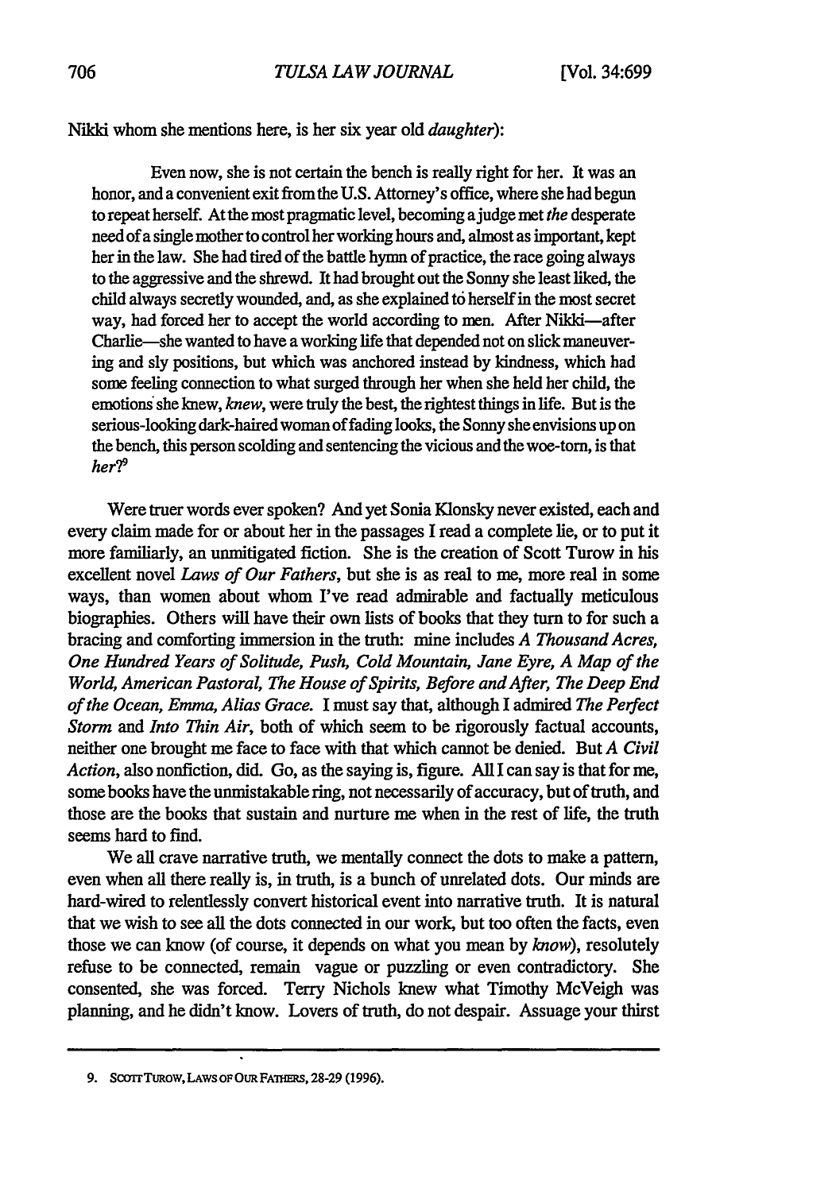Nikki whom she mentions here, is her six year old *daughter*):

> Even now, she is not certain the bench is really right for her. It was an honor, and a convenient exit from the U.S. Attorney's office, where she had begun to repeat herself. At the most pragmatic level, becoming a judge met *the* desperate need of a single mother to control her working hours and, almost as important, kept her in the law. She had tired of the battle hymn of practice, the race going always to the aggressive and the shrewd. It had brought out the Sonny she least liked, the child always secretly wounded, and, as she explained to herself in the most secret way, had forced her to accept the world according to men. After Nikki—after Charlie—she wanted to have a working life that depended not on slick maneuvering and sly positions, but which was anchored instead by kindness, which had some feeling connection to what surged through her when she held her child, the emotions she knew, *knew*, were truly the best, the rightest things in life. But is the serious-looking dark-haired woman of fading looks, the Sonny she envisions up on the bench, this person scolding and sentencing the vicious and the woe-torn, is that *her*?[9]

Were truer words ever spoken? And yet Sonia Klonsky never existed, each and every claim made for or about her in the passages I read a complete lie, or to put it more familiarly, an unmitigated fiction. She is the creation of Scott Turow in his excellent novel *Laws of Our Fathers*, but she is as real to me, more real in some ways, than women about whom I've read admirable and factually meticulous biographies. Others will have their own lists of books that they turn to for such a bracing and comforting immersion in the truth: mine includes *A Thousand Acres, One Hundred Years of Solitude, Push, Cold Mountain, Jane Eyre, A Map of the World, American Pastoral, The House of Spirits, Before and After, The Deep End of the Ocean, Emma, Alias Grace.* I must say that, although I admired *The Perfect Storm* and *Into Thin Air*, both of which seem to be rigorously factual accounts, neither one brought me face to face with that which cannot be denied. But *A Civil Action*, also nonfiction, did. Go, as the saying is, figure. All I can say is that for me, some books have the unmistakable ring, not necessarily of accuracy, but of truth, and those are the books that sustain and nurture me when in the rest of life, the truth seems hard to find.

We all crave narrative truth, we mentally connect the dots to make a pattern, even when all there really is, in truth, is a bunch of unrelated dots. Our minds are hard-wired to relentlessly convert historical event into narrative truth. It is natural that we wish to see all the dots connected in our work, but too often the facts, even those we can know (of course, it depends on what you mean by *know*), resolutely refuse to be connected, remain vague or puzzling or even contradictory. She consented, she was forced. Terry Nichols knew what Timothy McVeigh was planning, and he didn't know. Lovers of truth, do not despair. Assuage your thirst

---

9. SCOTT TUROW, LAWS OF OUR FATHERS, 28-29 (1996).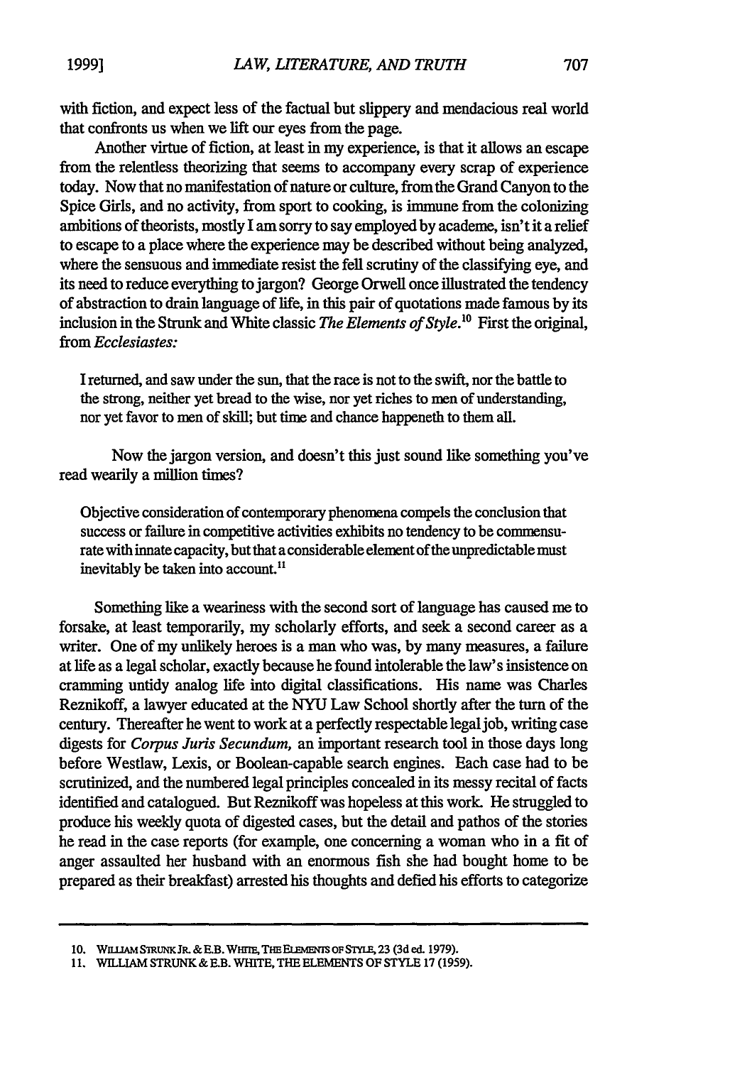with fiction, and expect less of the factual but slippery and mendacious real world that confronts us when we lift our eyes from the page.

Another virtue of fiction, at least in my experience, is that it allows an escape from the relentless theorizing that seems to accompany every scrap of experience today. Now that no manifestation of nature or culture, from the Grand Canyon to the Spice Girls, and no activity, from sport to cooking, is immune from the colonizing ambitions of theorists, mostly I am sorry to say employed by academe, isn't it a relief to escape to a place where the experience may be described without being analyzed, where the sensuous and immediate resist the fell scrutiny of the classifying eye, and its need to reduce everything to jargon? George Orwell once illustrated the tendency of abstraction to drain language of life, in this pair of quotations made famous by its inclusion in the Strunk and White classic *The Elements of Style*.[10] First the original, from *Ecclesiastes:*

> I returned, and saw under the sun, that the race is not to the swift, nor the battle to the strong, neither yet bread to the wise, nor yet riches to men of understanding, nor yet favor to men of skill; but time and chance happeneth to them all.

Now the jargon version, and doesn't this just sound like something you've read wearily a million times?

> Objective consideration of contemporary phenomena compels the conclusion that success or failure in competitive activities exhibits no tendency to be commensurate with innate capacity, but that a considerable element of the unpredictable must inevitably be taken into account.[11]

Something like a weariness with the second sort of language has caused me to forsake, at least temporarily, my scholarly efforts, and seek a second career as a writer. One of my unlikely heroes is a man who was, by many measures, a failure at life as a legal scholar, exactly because he found intolerable the law's insistence on cramming untidy analog life into digital classifications. His name was Charles Reznikoff, a lawyer educated at the NYU Law School shortly after the turn of the century. Thereafter he went to work at a perfectly respectable legal job, writing case digests for *Corpus Juris Secundum,* an important research tool in those days long before Westlaw, Lexis, or Boolean-capable search engines. Each case had to be scrutinized, and the numbered legal principles concealed in its messy recital of facts identified and catalogued. But Reznikoff was hopeless at this work. He struggled to produce his weekly quota of digested cases, but the detail and pathos of the stories he read in the case reports (for example, one concerning a woman who in a fit of anger assaulted her husband with an enormous fish she had bought home to be prepared as their breakfast) arrested his thoughts and defied his efforts to categorize

---

10. WILLIAM STRUNK JR. & E.B. WHITE, THE ELEMENTS OF STYLE, 23 (3d ed. 1979).
11. WILLIAM STRUNK & E.B. WHITE, THE ELEMENTS OF STYLE 17 (1959).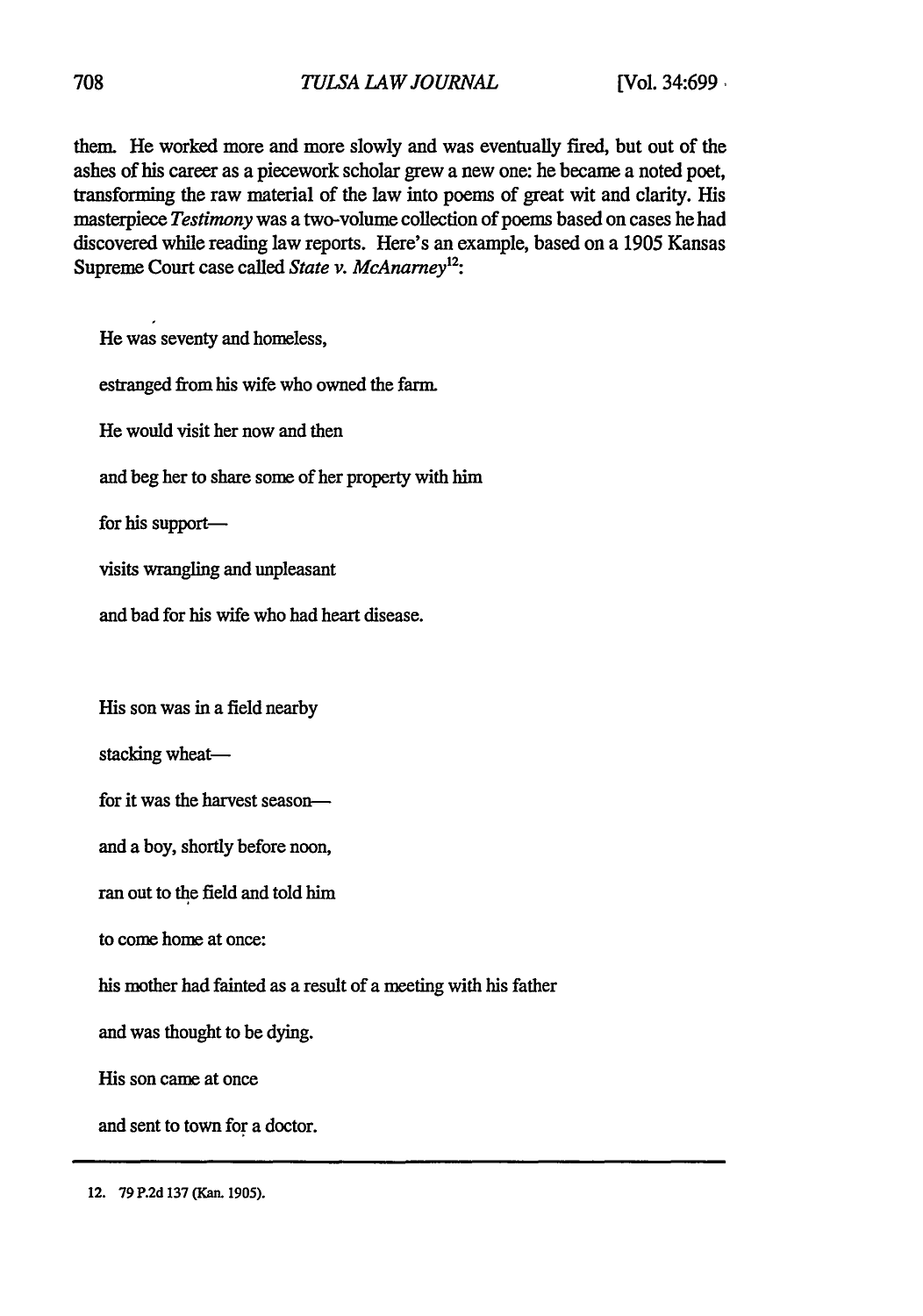them. He worked more and more slowly and was eventually fired, but out of the ashes of his career as a piecework scholar grew a new one: he became a noted poet, transforming the raw material of the law into poems of great wit and clarity. His masterpiece *Testimony* was a two-volume collection of poems based on cases he had discovered while reading law reports. Here's an example, based on a 1905 Kansas Supreme Court case called *State v. McAnarney*[12]:

> He was seventy and homeless,
>
> estranged from his wife who owned the farm.
>
> He would visit her now and then
>
> and beg her to share some of her property with him
>
> for his support—
>
> visits wrangling and unpleasant
>
> and bad for his wife who had heart disease.
>
> His son was in a field nearby
>
> stacking wheat—
>
> for it was the harvest season—
>
> and a boy, shortly before noon,
>
> ran out to the field and told him
>
> to come home at once:
>
> his mother had fainted as a result of a meeting with his father
>
> and was thought to be dying.
>
> His son came at once
>
> and sent to town for a doctor.

12. 79 P.2d 137 (Kan. 1905).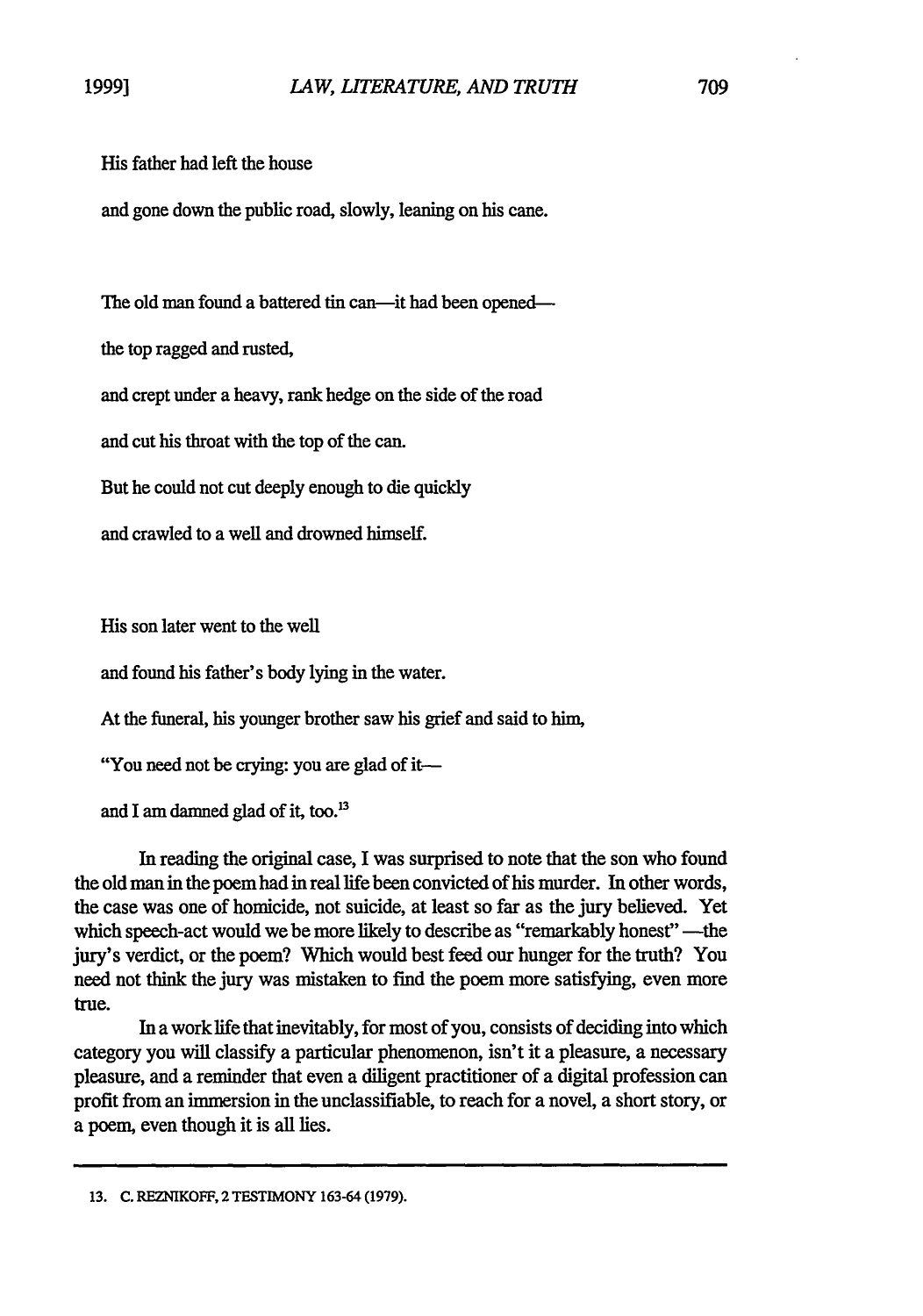His father had left the house

and gone down the public road, slowly, leaning on his cane.

The old man found a battered tin can—it had been opened—

the top ragged and rusted,

and crept under a heavy, rank hedge on the side of the road

and cut his throat with the top of the can.

But he could not cut deeply enough to die quickly

and crawled to a well and drowned himself.

His son later went to the well

and found his father's body lying in the water.

At the funeral, his younger brother saw his grief and said to him,

"You need not be crying: you are glad of it—

and I am damned glad of it, too.[13]

In reading the original case, I was surprised to note that the son who found the old man in the poem had in real life been convicted of his murder. In other words, the case was one of homicide, not suicide, at least so far as the jury believed. Yet which speech-act would we be more likely to describe as "remarkably honest" —the jury's verdict, or the poem? Which would best feed our hunger for the truth? You need not think the jury was mistaken to find the poem more satisfying, even more true.

In a work life that inevitably, for most of you, consists of deciding into which category you will classify a particular phenomenon, isn't it a pleasure, a necessary pleasure, and a reminder that even a diligent practitioner of a digital profession can profit from an immersion in the unclassifiable, to reach for a novel, a short story, or a poem, even though it is all lies.

---

13. C. REZNIKOFF, 2 TESTIMONY 163-64 (1979).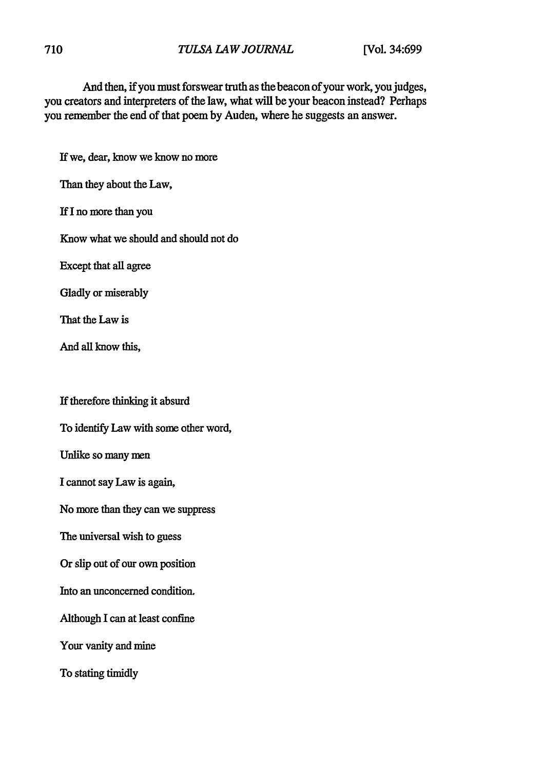And then, if you must forswear truth as the beacon of your work, you judges, you creators and interpreters of the law, what will be your beacon instead? Perhaps you remember the end of that poem by Auden, where he suggests an answer.

> If we, dear, know we know no more
>
> Than they about the Law,
>
> If I no more than you
>
> Know what we should and should not do
>
> Except that all agree
>
> Gladly or miserably
>
> That the Law is
>
> And all know this,
>
> If therefore thinking it absurd
>
> To identify Law with some other word,
>
> Unlike so many men
>
> I cannot say Law is again,
>
> No more than they can we suppress
>
> The universal wish to guess
>
> Or slip out of our own position
>
> Into an unconcerned condition.
>
> Although I can at least confine
>
> Your vanity and mine
>
> To stating timidly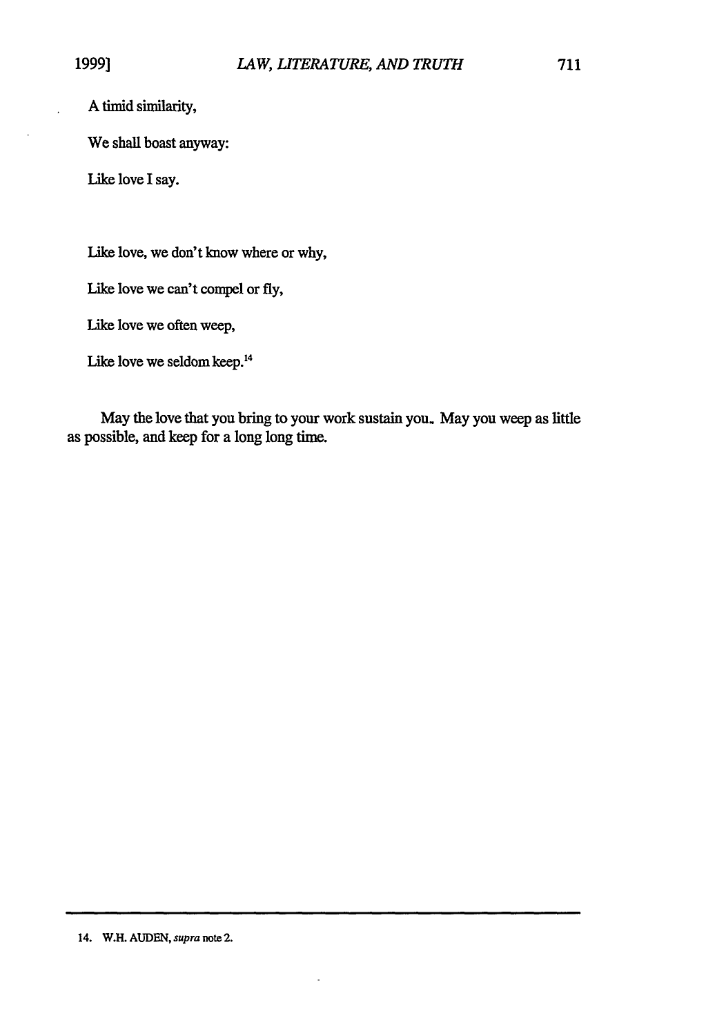A timid similarity,

We shall boast anyway:

Like love I say.

Like love, we don't know where or why,

Like love we can't compel or fly,

Like love we often weep,

Like love we seldom keep.[14]

May the love that you bring to your work sustain you. May you weep as little as possible, and keep for a long long time.

14. W.H. AUDEN, *supra* note 2.